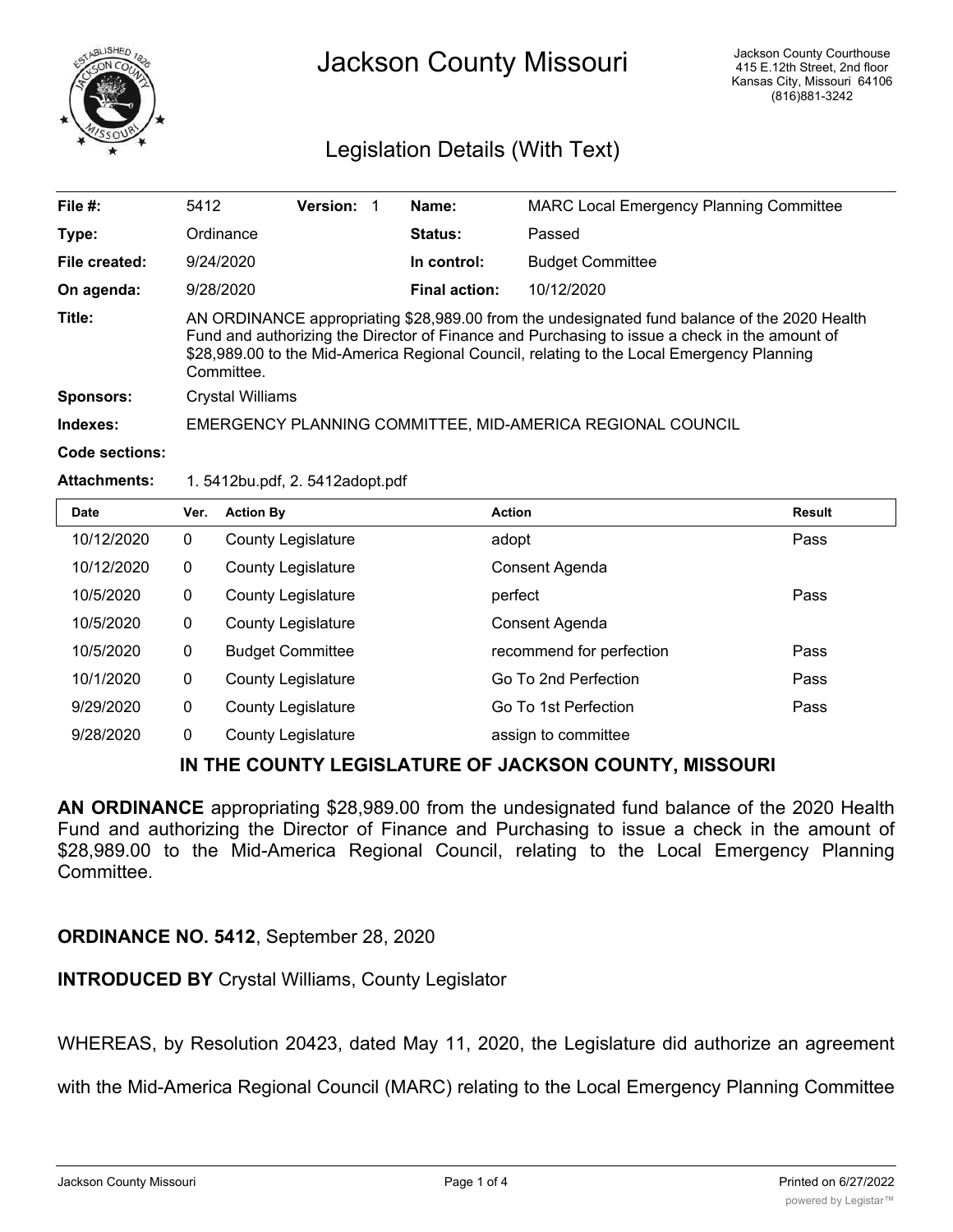# Jackson County Missouri

Jackson County Courthouse
415 E.12th Street, 2nd floor
Kansas City, Missouri 64106
(816)881-3242

## Legislation Details (With Text)

| | | | | | |
|---|---|---|---|---|---|
| **File #:** | 5412 | **Version:** | 1 | **Name:** | MARC Local Emergency Planning Committee |
| **Type:** | Ordinance | | | **Status:** | Passed |
| **File created:** | 9/24/2020 | | | **In control:** | Budget Committee |
| **On agenda:** | 9/28/2020 | | | **Final action:** | 10/12/2020 |

**Title:** AN ORDINANCE appropriating $28,989.00 from the undesignated fund balance of the 2020 Health Fund and authorizing the Director of Finance and Purchasing to issue a check in the amount of $28,989.00 to the Mid-America Regional Council, relating to the Local Emergency Planning Committee.

**Sponsors:** Crystal Williams

**Indexes:** EMERGENCY PLANNING COMMITTEE, MID-AMERICA REGIONAL COUNCIL

**Code sections:**

**Attachments:** 1. 5412bu.pdf, 2. 5412adopt.pdf

| Date | Ver. | Action By | Action | Result |
|---|---|---|---|---|
| 10/12/2020 | 0 | County Legislature | adopt | Pass |
| 10/12/2020 | 0 | County Legislature | Consent Agenda | |
| 10/5/2020 | 0 | County Legislature | perfect | Pass |
| 10/5/2020 | 0 | County Legislature | Consent Agenda | |
| 10/5/2020 | 0 | Budget Committee | recommend for perfection | Pass |
| 10/1/2020 | 0 | County Legislature | Go To 2nd Perfection | Pass |
| 9/29/2020 | 0 | County Legislature | Go To 1st Perfection | Pass |
| 9/28/2020 | 0 | County Legislature | assign to committee | |

**IN THE COUNTY LEGISLATURE OF JACKSON COUNTY, MISSOURI**

**AN ORDINANCE** appropriating $28,989.00 from the undesignated fund balance of the 2020 Health Fund and authorizing the Director of Finance and Purchasing to issue a check in the amount of $28,989.00 to the Mid-America Regional Council, relating to the Local Emergency Planning Committee.

**ORDINANCE NO. 5412**, September 28, 2020

**INTRODUCED BY** Crystal Williams, County Legislator

WHEREAS, by Resolution 20423, dated May 11, 2020, the Legislature did authorize an agreement with the Mid-America Regional Council (MARC) relating to the Local Emergency Planning Committee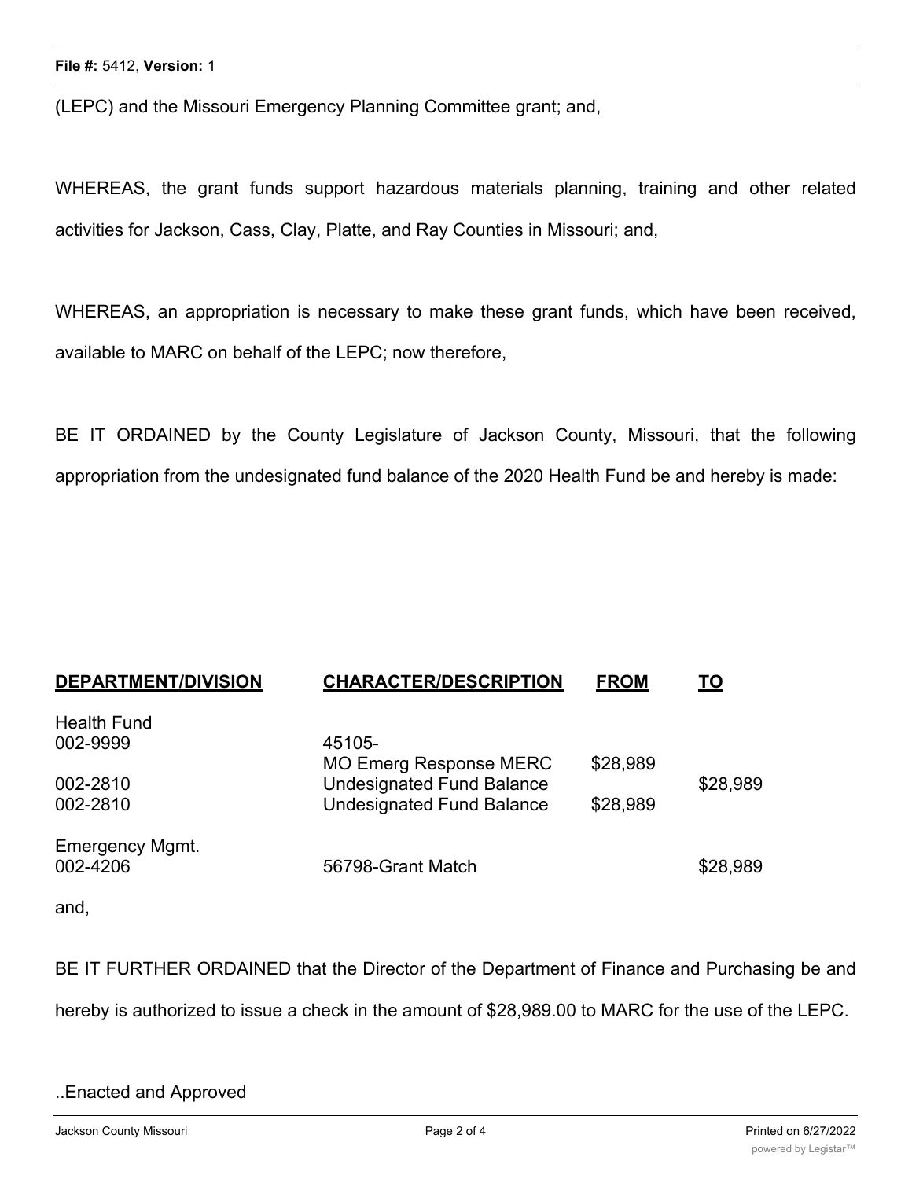(LEPC) and the Missouri Emergency Planning Committee grant; and,

WHEREAS, the grant funds support hazardous materials planning, training and other related activities for Jackson, Cass, Clay, Platte, and Ray Counties in Missouri; and,

WHEREAS, an appropriation is necessary to make these grant funds, which have been received, available to MARC on behalf of the LEPC; now therefore,

BE IT ORDAINED by the County Legislature of Jackson County, Missouri, that the following appropriation from the undesignated fund balance of the 2020 Health Fund be and hereby is made:

| **DEPARTMENT/DIVISION** | **CHARACTER/DESCRIPTION** | **FROM** | **TO** |
|---|---|---|---|
| Health Fund | | | |
| 002-9999 | 45105-<br>MO Emerg Response MERC | $28,989 | |
| 002-2810 | Undesignated Fund Balance | | $28,989 |
| 002-2810 | Undesignated Fund Balance | $28,989 | |
| Emergency Mgmt. | | | |
| 002-4206 | 56798-Grant Match | | $28,989 |

and,

BE IT FURTHER ORDAINED that the Director of the Department of Finance and Purchasing be and hereby is authorized to issue a check in the amount of $28,989.00 to MARC for the use of the LEPC.

..Enacted and Approved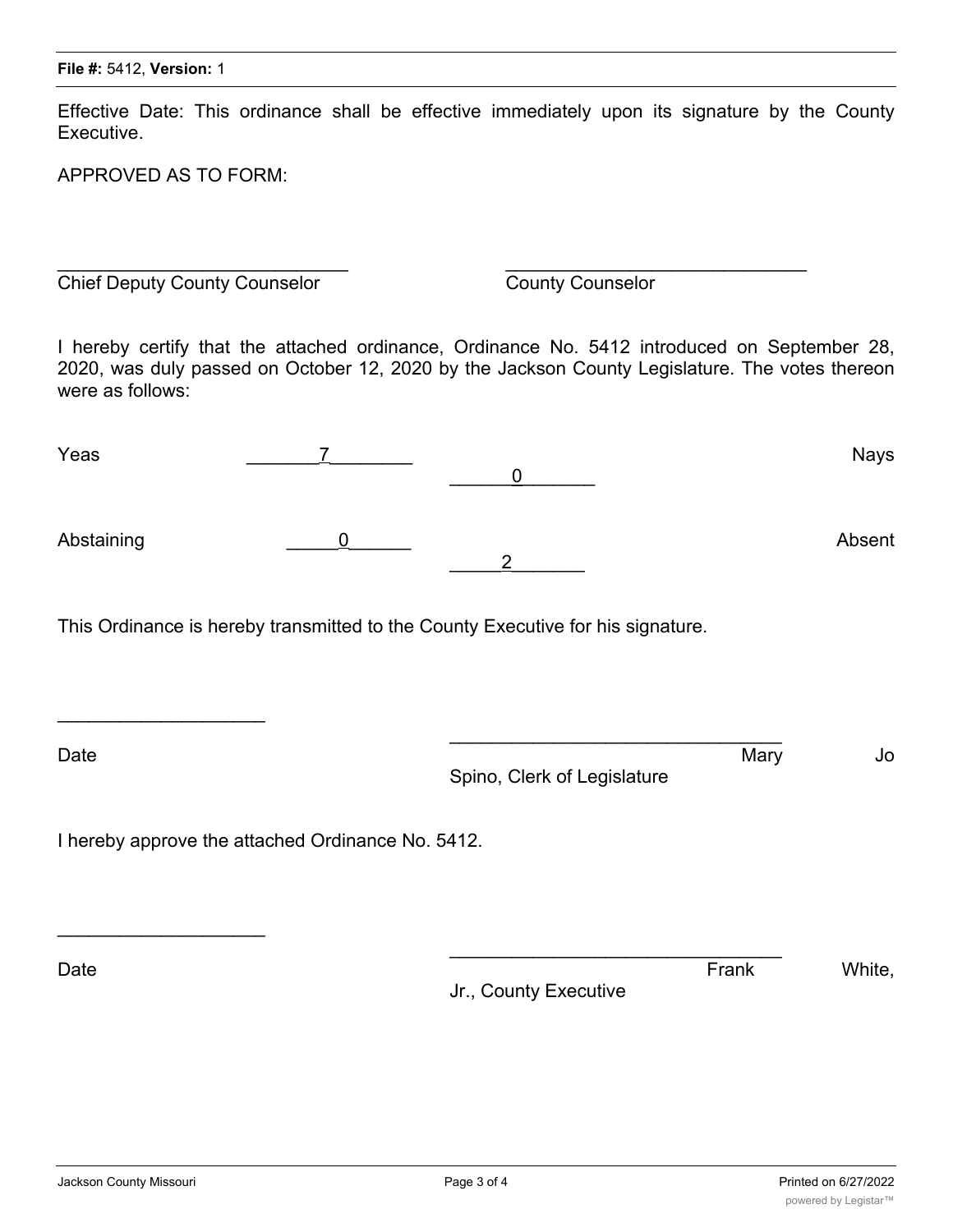Effective Date: This ordinance shall be effective immediately upon its signature by the County Executive.

APPROVED AS TO FORM:

_____________________________ _____________________________

Chief Deputy County Counselor County Counselor

I hereby certify that the attached ordinance, Ordinance No. 5412 introduced on September 28, 2020, was duly passed on October 12, 2020 by the Jackson County Legislature. The votes thereon were as follows:

Yeas _______7________ Nays ______0_______

Abstaining _____0______ Absent _____2_______

This Ordinance is hereby transmitted to the County Executive for his signature.

____________________

Date

_________________________________

Mary Jo Spino, Clerk of Legislature

I hereby approve the attached Ordinance No. 5412.

____________________

Date

_________________________________

Frank White, Jr., County Executive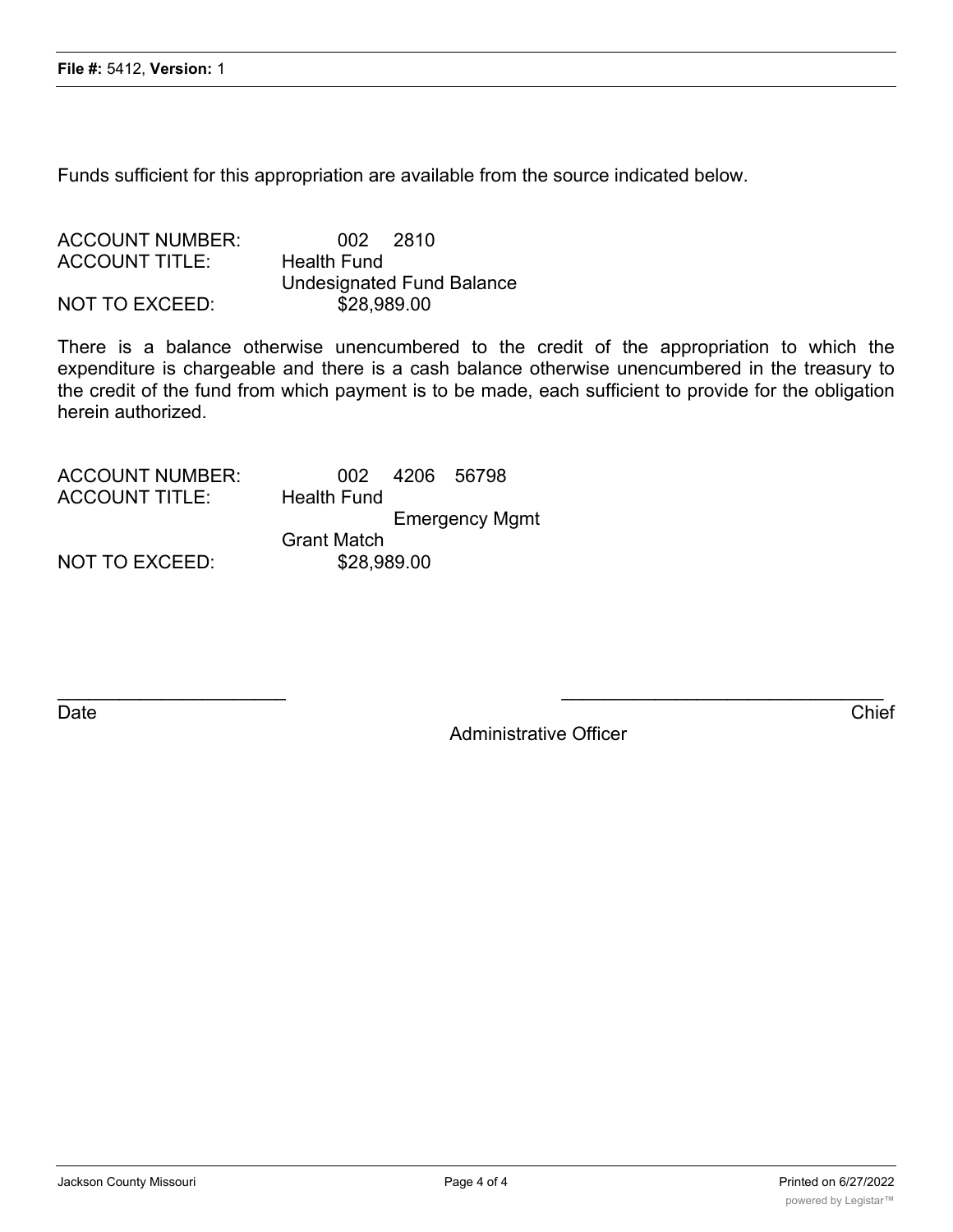Funds sufficient for this appropriation are available from the source indicated below.

ACCOUNT NUMBER: 002 2810
ACCOUNT TITLE: Health Fund
Undesignated Fund Balance
NOT TO EXCEED: $28,989.00

There is a balance otherwise unencumbered to the credit of the appropriation to which the expenditure is chargeable and there is a cash balance otherwise unencumbered in the treasury to the credit of the fund from which payment is to be made, each sufficient to provide for the obligation herein authorized.

ACCOUNT NUMBER: 002 4206 56798
ACCOUNT TITLE: Health Fund
Emergency Mgmt
Grant Match
NOT TO EXCEED: $28,989.00

______________________ ______________________________

Date Chief Administrative Officer